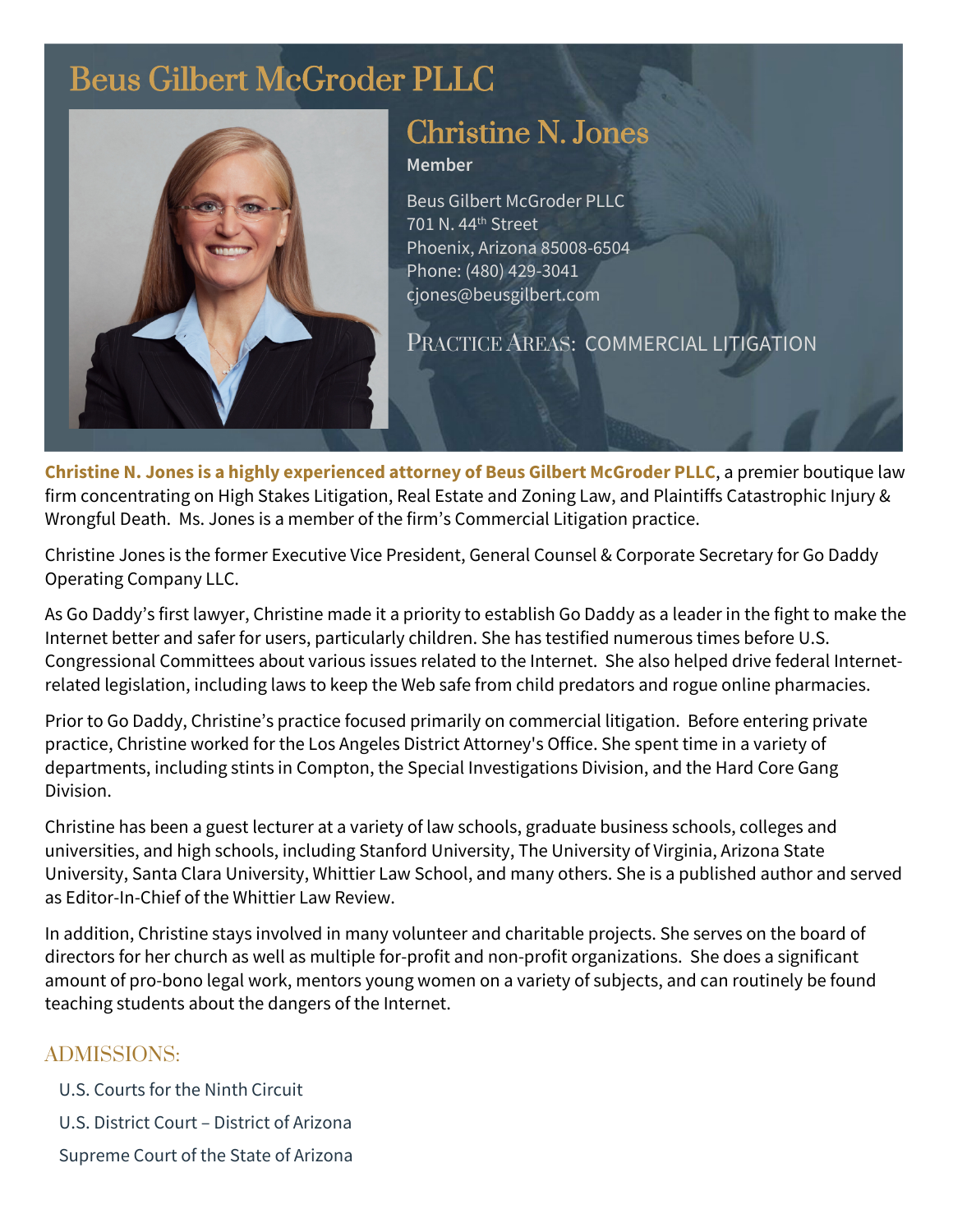# Beus Gilbert McGroder PLLC

## Christine N. Jones

**Member**

Beus Gilbert McGroder PLLC
701 N. 44th Street
Phoenix, Arizona 85008-6504
Phone: (480) 429-3041
cjones@beusgilbert.com

PRACTICE AREAS: COMMERCIAL LITIGATION

**Christine N. Jones is a highly experienced attorney of Beus Gilbert McGroder PLLC**, a premier boutique law firm concentrating on High Stakes Litigation, Real Estate and Zoning Law, and Plaintiffs Catastrophic Injury & Wrongful Death. Ms. Jones is a member of the firm's Commercial Litigation practice.

Christine Jones is the former Executive Vice President, General Counsel & Corporate Secretary for Go Daddy Operating Company LLC.

As Go Daddy's first lawyer, Christine made it a priority to establish Go Daddy as a leader in the fight to make the Internet better and safer for users, particularly children. She has testified numerous times before U.S. Congressional Committees about various issues related to the Internet. She also helped drive federal Internet-related legislation, including laws to keep the Web safe from child predators and rogue online pharmacies.

Prior to Go Daddy, Christine's practice focused primarily on commercial litigation. Before entering private practice, Christine worked for the Los Angeles District Attorney's Office. She spent time in a variety of departments, including stints in Compton, the Special Investigations Division, and the Hard Core Gang Division.

Christine has been a guest lecturer at a variety of law schools, graduate business schools, colleges and universities, and high schools, including Stanford University, The University of Virginia, Arizona State University, Santa Clara University, Whittier Law School, and many others. She is a published author and served as Editor-In-Chief of the Whittier Law Review.

In addition, Christine stays involved in many volunteer and charitable projects. She serves on the board of directors for her church as well as multiple for-profit and non-profit organizations. She does a significant amount of pro-bono legal work, mentors young women on a variety of subjects, and can routinely be found teaching students about the dangers of the Internet.

### ADMISSIONS:

U.S. Courts for the Ninth Circuit

U.S. District Court – District of Arizona

Supreme Court of the State of Arizona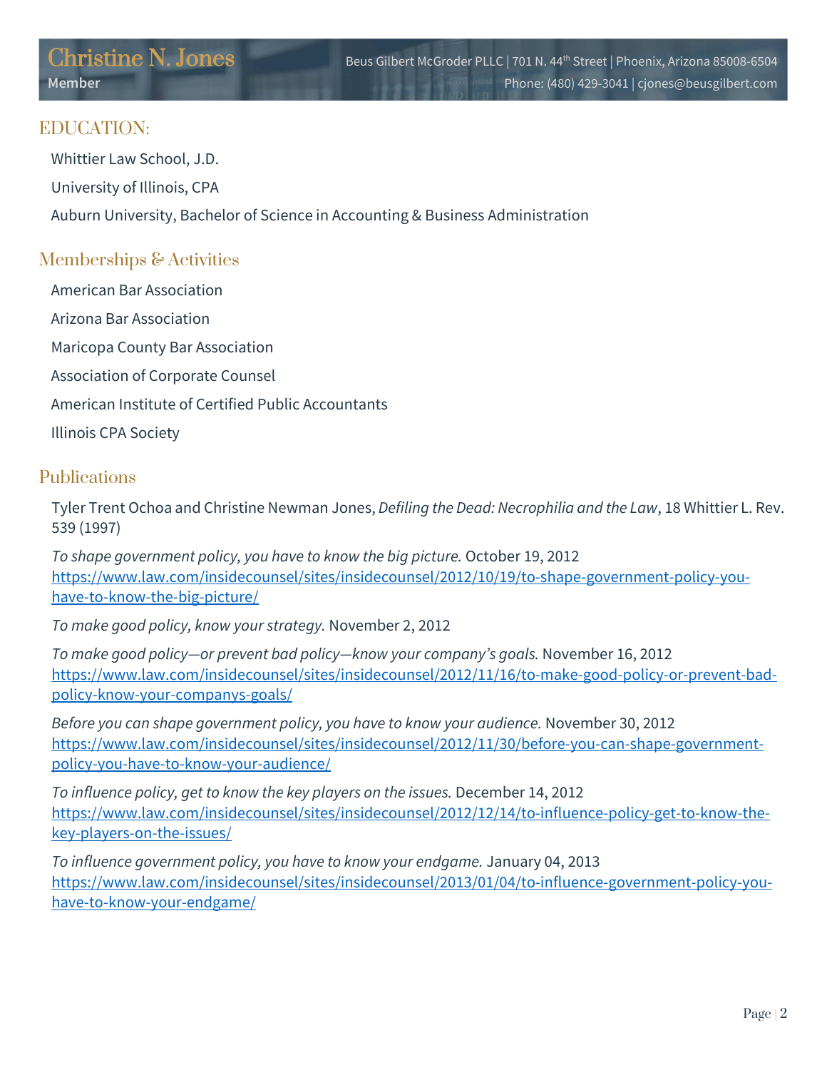# Christine N. Jones

**Member**

Beus Gilbert McGroder PLLC | 701 N. 44th Street | Phoenix, Arizona 85008-6504
Phone: (480) 429-3041 | cjones@beusgilbert.com

## EDUCATION:

Whittier Law School, J.D.

University of Illinois, CPA

Auburn University, Bachelor of Science in Accounting & Business Administration

## Memberships & Activities

American Bar Association

Arizona Bar Association

Maricopa County Bar Association

Association of Corporate Counsel

American Institute of Certified Public Accountants

Illinois CPA Society

## Publications

Tyler Trent Ochoa and Christine Newman Jones, *Defiling the Dead: Necrophilia and the Law*, 18 Whittier L. Rev. 539 (1997)

*To shape government policy, you have to know the big picture.* October 19, 2012
https://www.law.com/insidecounsel/sites/insidecounsel/2012/10/19/to-shape-government-policy-you-have-to-know-the-big-picture/

*To make good policy, know your strategy.* November 2, 2012

*To make good policy—or prevent bad policy—know your company's goals.* November 16, 2012
https://www.law.com/insidecounsel/sites/insidecounsel/2012/11/16/to-make-good-policy-or-prevent-bad-policy-know-your-companys-goals/

*Before you can shape government policy, you have to know your audience.* November 30, 2012
https://www.law.com/insidecounsel/sites/insidecounsel/2012/11/30/before-you-can-shape-government-policy-you-have-to-know-your-audience/

*To influence policy, get to know the key players on the issues.* December 14, 2012
https://www.law.com/insidecounsel/sites/insidecounsel/2012/12/14/to-influence-policy-get-to-know-the-key-players-on-the-issues/

*To influence government policy, you have to know your endgame.* January 04, 2013
https://www.law.com/insidecounsel/sites/insidecounsel/2013/01/04/to-influence-government-policy-you-have-to-know-your-endgame/